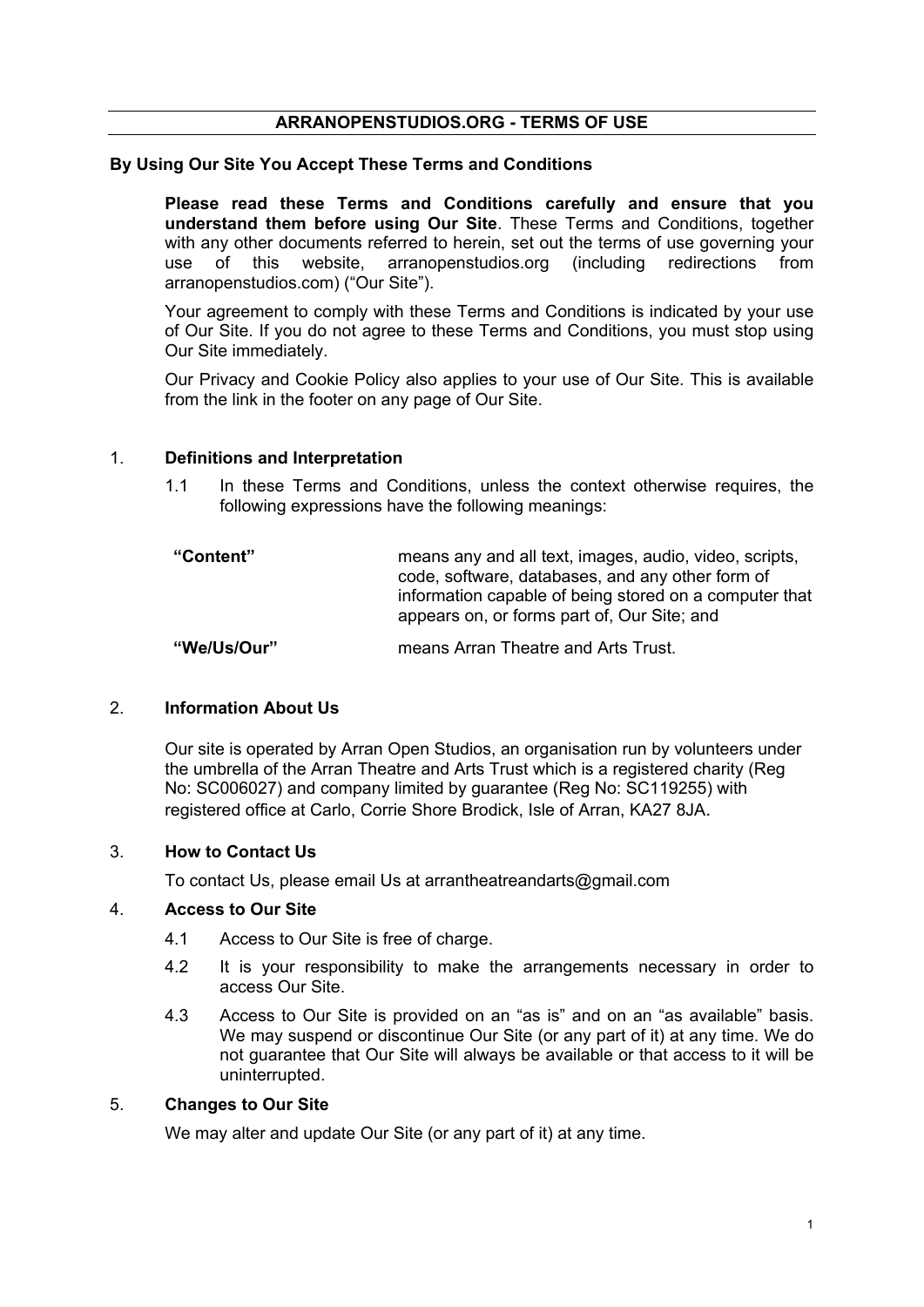# ARRANOPENSTUDIOS.ORG - TERMS OF USE

## By Using Our Site You Accept These Terms and Conditions

**Please read these Terms and Conditions carefully and ensure that you understand them before using Our Site**. These Terms and Conditions, together with any other documents referred to herein, set out the terms of use governing your use of this website, arranopenstudios.org (including redirections from arranopenstudios.com) ("Our Site").

Your agreement to comply with these Terms and Conditions is indicated by your use of Our Site. If you do not agree to these Terms and Conditions, you must stop using Our Site immediately.

Our Privacy and Cookie Policy also applies to your use of Our Site. This is available from the link in the footer on any page of Our Site.

## 1. Definitions and Interpretation

1.1 In these Terms and Conditions, unless the context otherwise requires, the following expressions have the following meanings:

| | |
|---|---|
| **"Content"** | means any and all text, images, audio, video, scripts, code, software, databases, and any other form of information capable of being stored on a computer that appears on, or forms part of, Our Site; and |
| **"We/Us/Our"** | means Arran Theatre and Arts Trust. |

## 2. Information About Us

Our site is operated by Arran Open Studios, an organisation run by volunteers under the umbrella of the Arran Theatre and Arts Trust which is a registered charity (Reg No: SC006027) and company limited by guarantee (Reg No: SC119255) with registered office at Carlo, Corrie Shore Brodick, Isle of Arran, KA27 8JA.

## 3. How to Contact Us

To contact Us, please email Us at arrantheatreandarts@gmail.com

## 4. Access to Our Site

4.1 Access to Our Site is free of charge.

4.2 It is your responsibility to make the arrangements necessary in order to access Our Site.

4.3 Access to Our Site is provided on an "as is" and on an "as available" basis. We may suspend or discontinue Our Site (or any part of it) at any time. We do not guarantee that Our Site will always be available or that access to it will be uninterrupted.

## 5. Changes to Our Site

We may alter and update Our Site (or any part of it) at any time.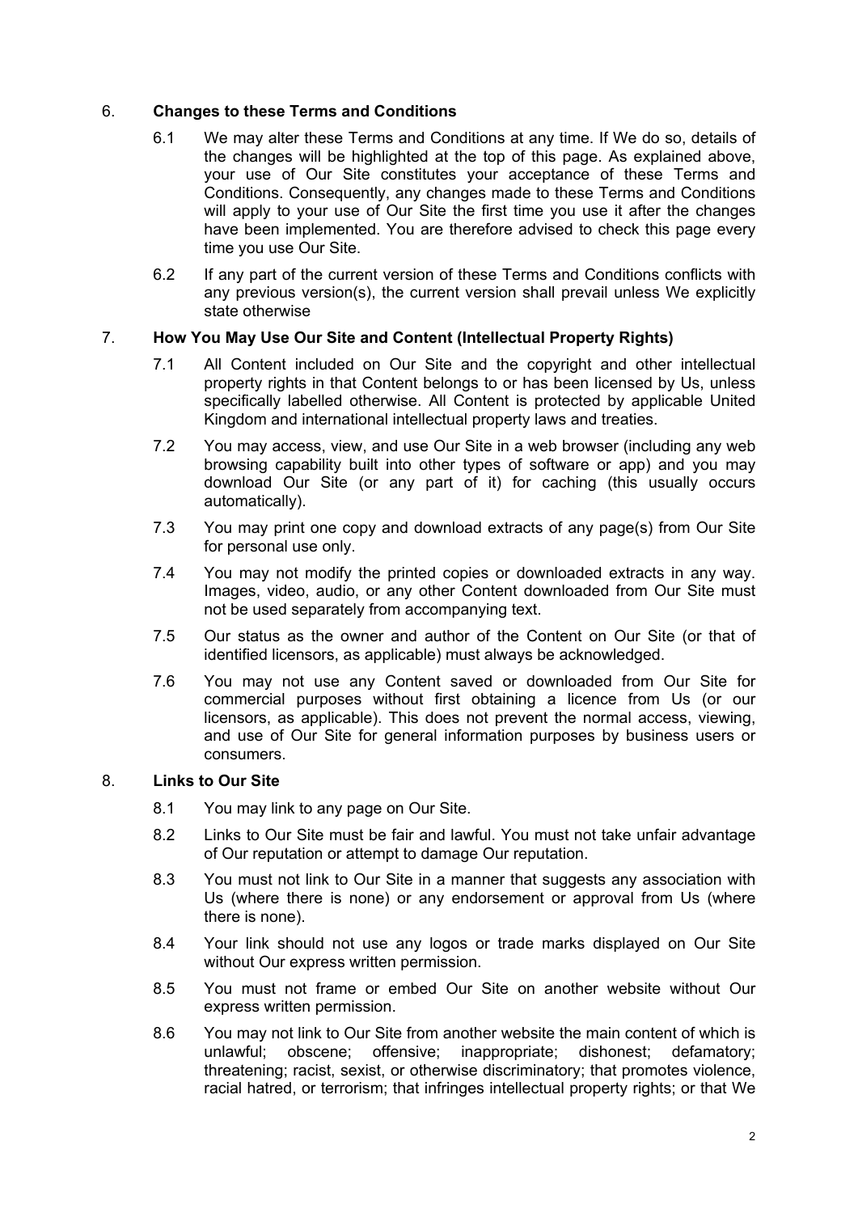## 6. Changes to these Terms and Conditions

6.1 We may alter these Terms and Conditions at any time. If We do so, details of the changes will be highlighted at the top of this page. As explained above, your use of Our Site constitutes your acceptance of these Terms and Conditions. Consequently, any changes made to these Terms and Conditions will apply to your use of Our Site the first time you use it after the changes have been implemented. You are therefore advised to check this page every time you use Our Site.

6.2 If any part of the current version of these Terms and Conditions conflicts with any previous version(s), the current version shall prevail unless We explicitly state otherwise

## 7. How You May Use Our Site and Content (Intellectual Property Rights)

7.1 All Content included on Our Site and the copyright and other intellectual property rights in that Content belongs to or has been licensed by Us, unless specifically labelled otherwise. All Content is protected by applicable United Kingdom and international intellectual property laws and treaties.

7.2 You may access, view, and use Our Site in a web browser (including any web browsing capability built into other types of software or app) and you may download Our Site (or any part of it) for caching (this usually occurs automatically).

7.3 You may print one copy and download extracts of any page(s) from Our Site for personal use only.

7.4 You may not modify the printed copies or downloaded extracts in any way. Images, video, audio, or any other Content downloaded from Our Site must not be used separately from accompanying text.

7.5 Our status as the owner and author of the Content on Our Site (or that of identified licensors, as applicable) must always be acknowledged.

7.6 You may not use any Content saved or downloaded from Our Site for commercial purposes without first obtaining a licence from Us (or our licensors, as applicable). This does not prevent the normal access, viewing, and use of Our Site for general information purposes by business users or consumers.

## 8. Links to Our Site

8.1 You may link to any page on Our Site.

8.2 Links to Our Site must be fair and lawful. You must not take unfair advantage of Our reputation or attempt to damage Our reputation.

8.3 You must not link to Our Site in a manner that suggests any association with Us (where there is none) or any endorsement or approval from Us (where there is none).

8.4 Your link should not use any logos or trade marks displayed on Our Site without Our express written permission.

8.5 You must not frame or embed Our Site on another website without Our express written permission.

8.6 You may not link to Our Site from another website the main content of which is unlawful; obscene; offensive; inappropriate; dishonest; defamatory; threatening; racist, sexist, or otherwise discriminatory; that promotes violence, racial hatred, or terrorism; that infringes intellectual property rights; or that We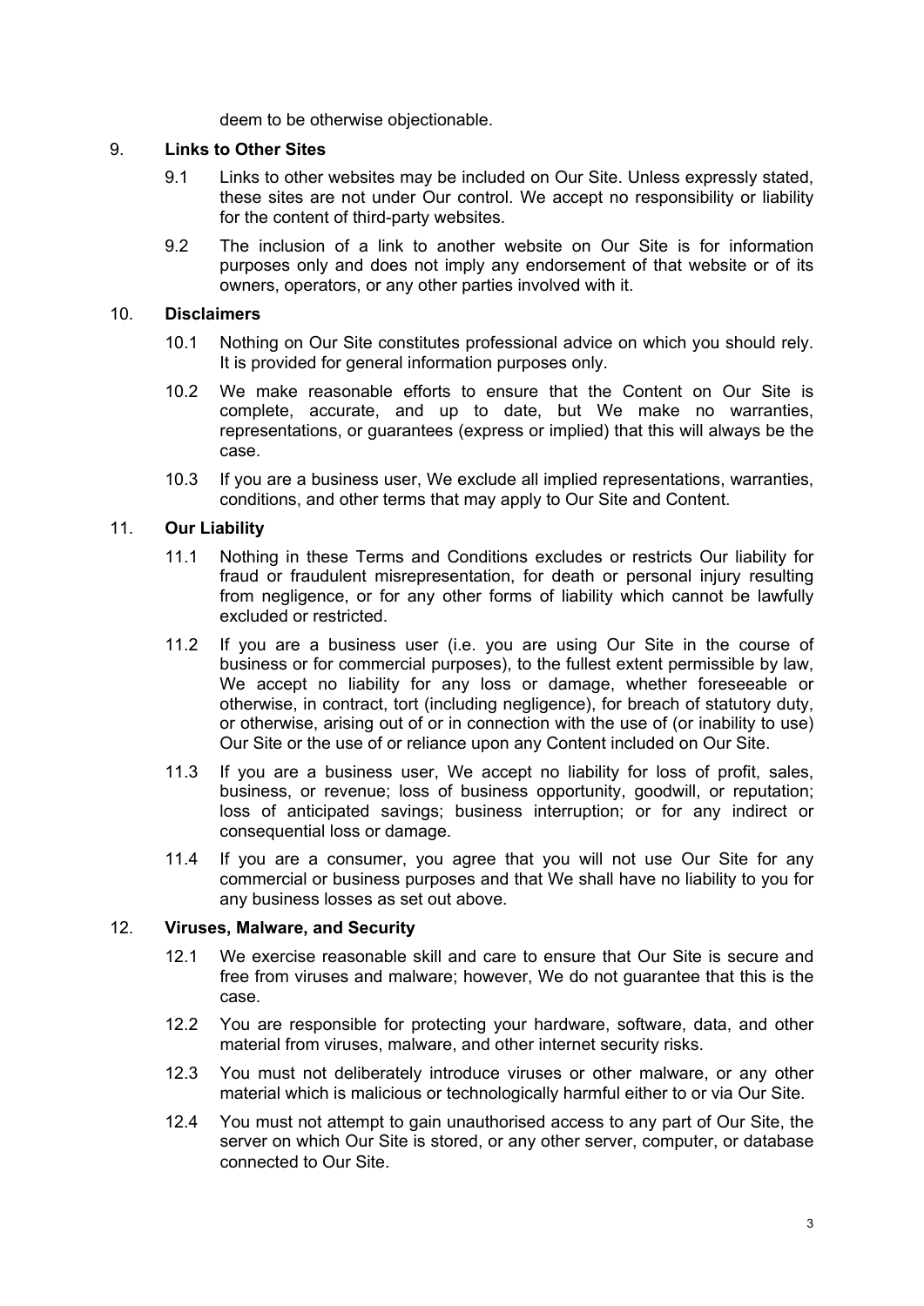deem to be otherwise objectionable.

## 9. Links to Other Sites

9.1 Links to other websites may be included on Our Site. Unless expressly stated, these sites are not under Our control. We accept no responsibility or liability for the content of third-party websites.

9.2 The inclusion of a link to another website on Our Site is for information purposes only and does not imply any endorsement of that website or of its owners, operators, or any other parties involved with it.

## 10. Disclaimers

10.1 Nothing on Our Site constitutes professional advice on which you should rely. It is provided for general information purposes only.

10.2 We make reasonable efforts to ensure that the Content on Our Site is complete, accurate, and up to date, but We make no warranties, representations, or guarantees (express or implied) that this will always be the case.

10.3 If you are a business user, We exclude all implied representations, warranties, conditions, and other terms that may apply to Our Site and Content.

## 11. Our Liability

11.1 Nothing in these Terms and Conditions excludes or restricts Our liability for fraud or fraudulent misrepresentation, for death or personal injury resulting from negligence, or for any other forms of liability which cannot be lawfully excluded or restricted.

11.2 If you are a business user (i.e. you are using Our Site in the course of business or for commercial purposes), to the fullest extent permissible by law, We accept no liability for any loss or damage, whether foreseeable or otherwise, in contract, tort (including negligence), for breach of statutory duty, or otherwise, arising out of or in connection with the use of (or inability to use) Our Site or the use of or reliance upon any Content included on Our Site.

11.3 If you are a business user, We accept no liability for loss of profit, sales, business, or revenue; loss of business opportunity, goodwill, or reputation; loss of anticipated savings; business interruption; or for any indirect or consequential loss or damage.

11.4 If you are a consumer, you agree that you will not use Our Site for any commercial or business purposes and that We shall have no liability to you for any business losses as set out above.

## 12. Viruses, Malware, and Security

12.1 We exercise reasonable skill and care to ensure that Our Site is secure and free from viruses and malware; however, We do not guarantee that this is the case.

12.2 You are responsible for protecting your hardware, software, data, and other material from viruses, malware, and other internet security risks.

12.3 You must not deliberately introduce viruses or other malware, or any other material which is malicious or technologically harmful either to or via Our Site.

12.4 You must not attempt to gain unauthorised access to any part of Our Site, the server on which Our Site is stored, or any other server, computer, or database connected to Our Site.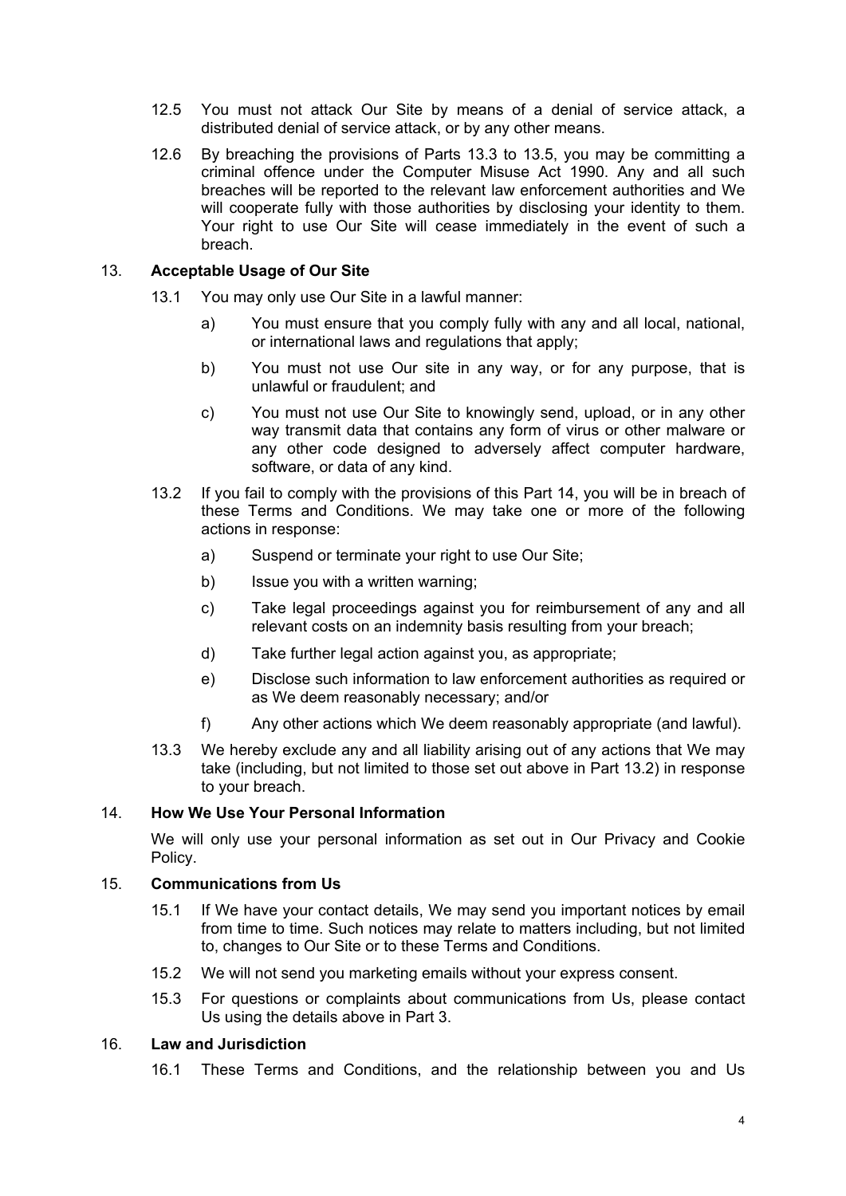12.5 You must not attack Our Site by means of a denial of service attack, a distributed denial of service attack, or by any other means.

12.6 By breaching the provisions of Parts 13.3 to 13.5, you may be committing a criminal offence under the Computer Misuse Act 1990. Any and all such breaches will be reported to the relevant law enforcement authorities and We will cooperate fully with those authorities by disclosing your identity to them. Your right to use Our Site will cease immediately in the event of such a breach.

## 13. Acceptable Usage of Our Site

13.1 You may only use Our Site in a lawful manner:

a) You must ensure that you comply fully with any and all local, national, or international laws and regulations that apply;

b) You must not use Our site in any way, or for any purpose, that is unlawful or fraudulent; and

c) You must not use Our Site to knowingly send, upload, or in any other way transmit data that contains any form of virus or other malware or any other code designed to adversely affect computer hardware, software, or data of any kind.

13.2 If you fail to comply with the provisions of this Part 14, you will be in breach of these Terms and Conditions. We may take one or more of the following actions in response:

a) Suspend or terminate your right to use Our Site;

b) Issue you with a written warning;

c) Take legal proceedings against you for reimbursement of any and all relevant costs on an indemnity basis resulting from your breach;

d) Take further legal action against you, as appropriate;

e) Disclose such information to law enforcement authorities as required or as We deem reasonably necessary; and/or

f) Any other actions which We deem reasonably appropriate (and lawful).

13.3 We hereby exclude any and all liability arising out of any actions that We may take (including, but not limited to those set out above in Part 13.2) in response to your breach.

## 14. How We Use Your Personal Information

We will only use your personal information as set out in Our Privacy and Cookie Policy.

## 15. Communications from Us

15.1 If We have your contact details, We may send you important notices by email from time to time. Such notices may relate to matters including, but not limited to, changes to Our Site or to these Terms and Conditions.

15.2 We will not send you marketing emails without your express consent.

15.3 For questions or complaints about communications from Us, please contact Us using the details above in Part 3.

## 16. Law and Jurisdiction

16.1 These Terms and Conditions, and the relationship between you and Us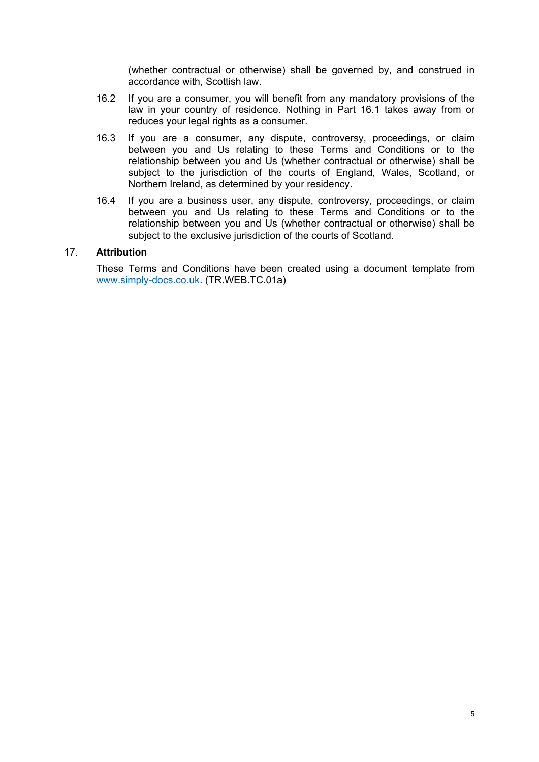(whether contractual or otherwise) shall be governed by, and construed in accordance with, Scottish law.

16.2 If you are a consumer, you will benefit from any mandatory provisions of the law in your country of residence. Nothing in Part 16.1 takes away from or reduces your legal rights as a consumer.

16.3 If you are a consumer, any dispute, controversy, proceedings, or claim between you and Us relating to these Terms and Conditions or to the relationship between you and Us (whether contractual or otherwise) shall be subject to the jurisdiction of the courts of England, Wales, Scotland, or Northern Ireland, as determined by your residency.

16.4 If you are a business user, any dispute, controversy, proceedings, or claim between you and Us relating to these Terms and Conditions or to the relationship between you and Us (whether contractual or otherwise) shall be subject to the exclusive jurisdiction of the courts of Scotland.

## 17. **Attribution**

These Terms and Conditions have been created using a document template from [www.simply-docs.co.uk](www.simply-docs.co.uk). (TR.WEB.TC.01a)